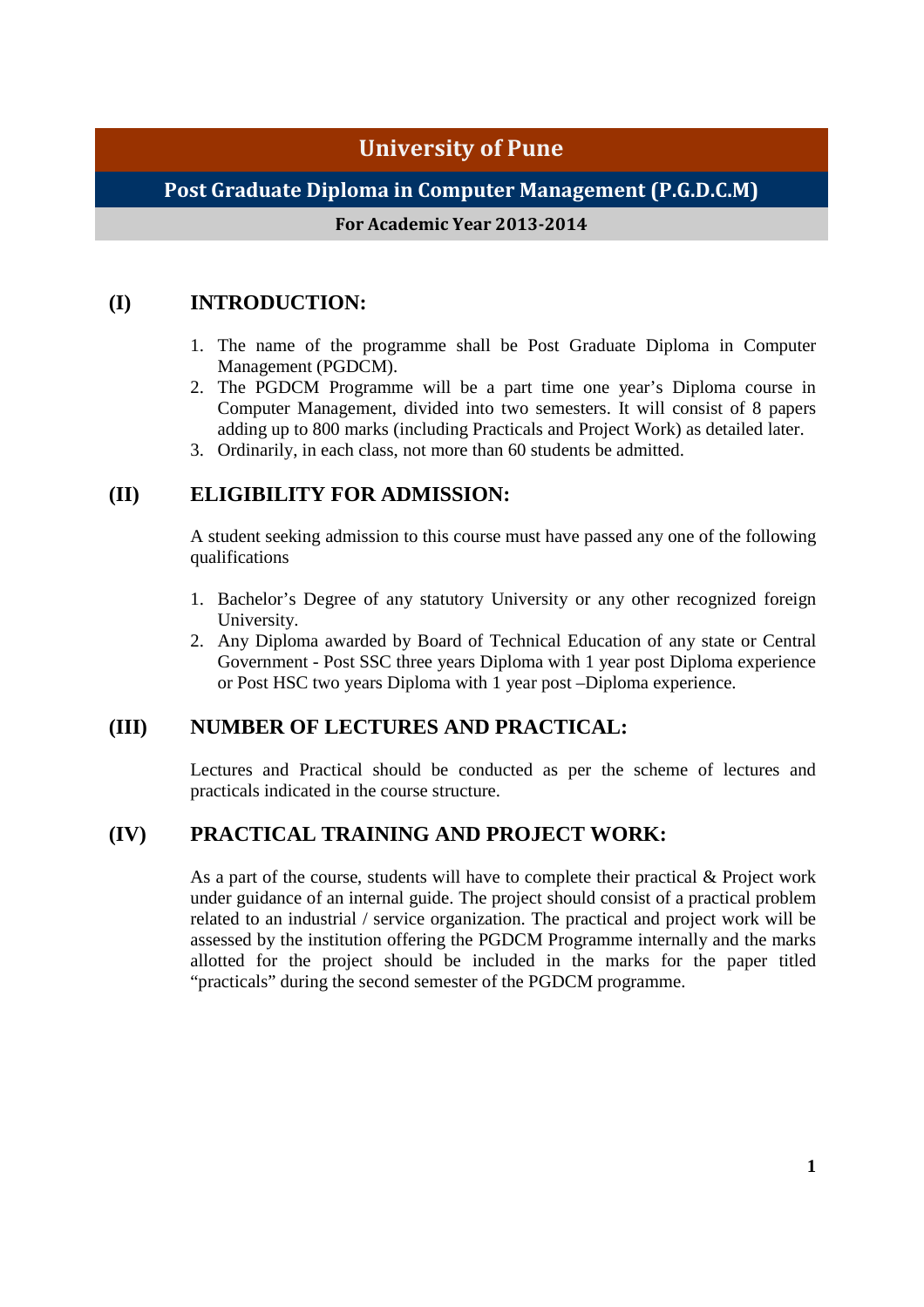# University of Pune

## Post Graduate Diploma in Computer Management (P.G.D.C.M)

**For Academic Year 2013-2014**

## (I) INTRODUCTION:

1. The name of the programme shall be Post Graduate Diploma in Computer Management (PGDCM).
2. The PGDCM Programme will be a part time one year's Diploma course in Computer Management, divided into two semesters. It will consist of 8 papers adding up to 800 marks (including Practicals and Project Work) as detailed later.
3. Ordinarily, in each class, not more than 60 students be admitted.

## (II) ELIGIBILITY FOR ADMISSION:

A student seeking admission to this course must have passed any one of the following qualifications

1. Bachelor's Degree of any statutory University or any other recognized foreign University.
2. Any Diploma awarded by Board of Technical Education of any state or Central Government - Post SSC three years Diploma with 1 year post Diploma experience or Post HSC two years Diploma with 1 year post –Diploma experience.

## (III) NUMBER OF LECTURES AND PRACTICAL:

Lectures and Practical should be conducted as per the scheme of lectures and practicals indicated in the course structure.

## (IV) PRACTICAL TRAINING AND PROJECT WORK:

As a part of the course, students will have to complete their practical & Project work under guidance of an internal guide. The project should consist of a practical problem related to an industrial / service organization. The practical and project work will be assessed by the institution offering the PGDCM Programme internally and the marks allotted for the project should be included in the marks for the paper titled "practicals" during the second semester of the PGDCM programme.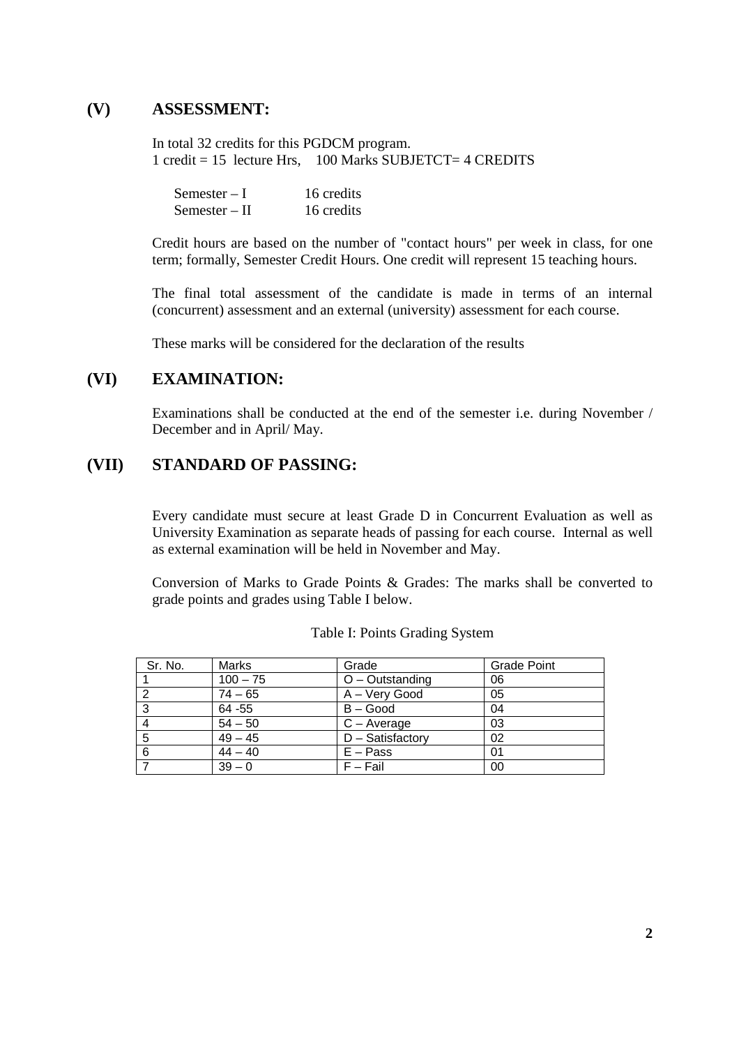## (V) ASSESSMENT:

In total 32 credits for this PGDCM program.
1 credit = 15 lecture Hrs, 100 Marks SUBJETCT= 4 CREDITS

Semester – I 16 credits
Semester – II 16 credits

Credit hours are based on the number of "contact hours" per week in class, for one term; formally, Semester Credit Hours. One credit will represent 15 teaching hours.

The final total assessment of the candidate is made in terms of an internal (concurrent) assessment and an external (university) assessment for each course.

These marks will be considered for the declaration of the results

## (VI) EXAMINATION:

Examinations shall be conducted at the end of the semester i.e. during November / December and in April/ May.

## (VII) STANDARD OF PASSING:

Every candidate must secure at least Grade D in Concurrent Evaluation as well as University Examination as separate heads of passing for each course. Internal as well as external examination will be held in November and May.

Conversion of Marks to Grade Points & Grades: The marks shall be converted to grade points and grades using Table I below.

Table I: Points Grading System

| Sr. No. | Marks | Grade | Grade Point |
|---|---|---|---|
| 1 | 100 – 75 | O – Outstanding | 06 |
| 2 | 74 – 65 | A – Very Good | 05 |
| 3 | 64 -55 | B – Good | 04 |
| 4 | 54 – 50 | C – Average | 03 |
| 5 | 49 – 45 | D – Satisfactory | 02 |
| 6 | 44 – 40 | E – Pass | 01 |
| 7 | 39 – 0 | F – Fail | 00 |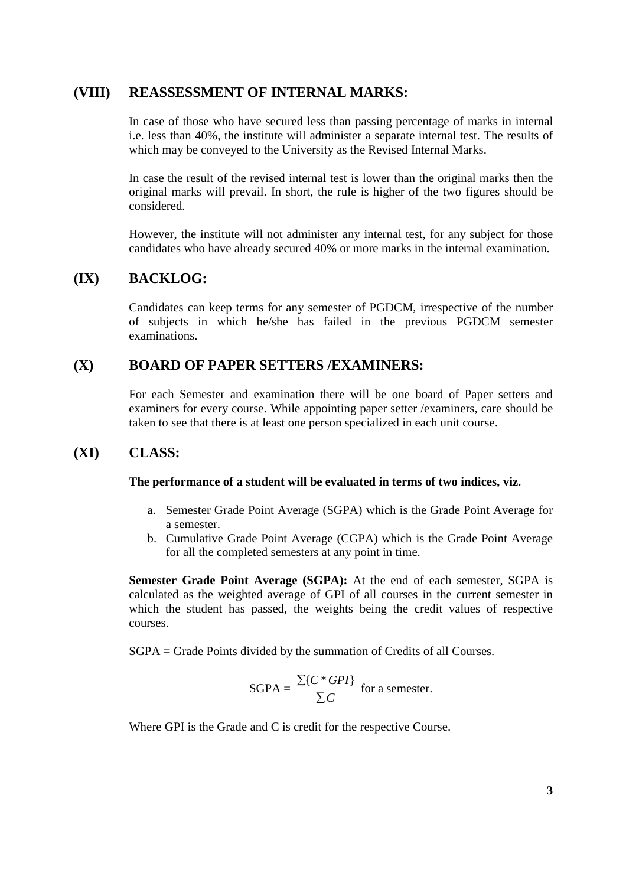## (VIII) REASSESSMENT OF INTERNAL MARKS:

In case of those who have secured less than passing percentage of marks in internal i.e. less than 40%, the institute will administer a separate internal test. The results of which may be conveyed to the University as the Revised Internal Marks.

In case the result of the revised internal test is lower than the original marks then the original marks will prevail. In short, the rule is higher of the two figures should be considered.

However, the institute will not administer any internal test, for any subject for those candidates who have already secured 40% or more marks in the internal examination.

## (IX) BACKLOG:

Candidates can keep terms for any semester of PGDCM, irrespective of the number of subjects in which he/she has failed in the previous PGDCM semester examinations.

## (X) BOARD OF PAPER SETTERS /EXAMINERS:

For each Semester and examination there will be one board of Paper setters and examiners for every course. While appointing paper setter /examiners, care should be taken to see that there is at least one person specialized in each unit course.

## (XI) CLASS:

**The performance of a student will be evaluated in terms of two indices, viz.**

a. Semester Grade Point Average (SGPA) which is the Grade Point Average for a semester.
b. Cumulative Grade Point Average (CGPA) which is the Grade Point Average for all the completed semesters at any point in time.

**Semester Grade Point Average (SGPA):** At the end of each semester, SGPA is calculated as the weighted average of GPI of all courses in the current semester in which the student has passed, the weights being the credit values of respective courses.

SGPA = Grade Points divided by the summation of Credits of all Courses.

$$\text{SGPA} = \frac{\sum\{C * GPI\}}{\sum C} \text{ for a semester.}$$

Where GPI is the Grade and C is credit for the respective Course.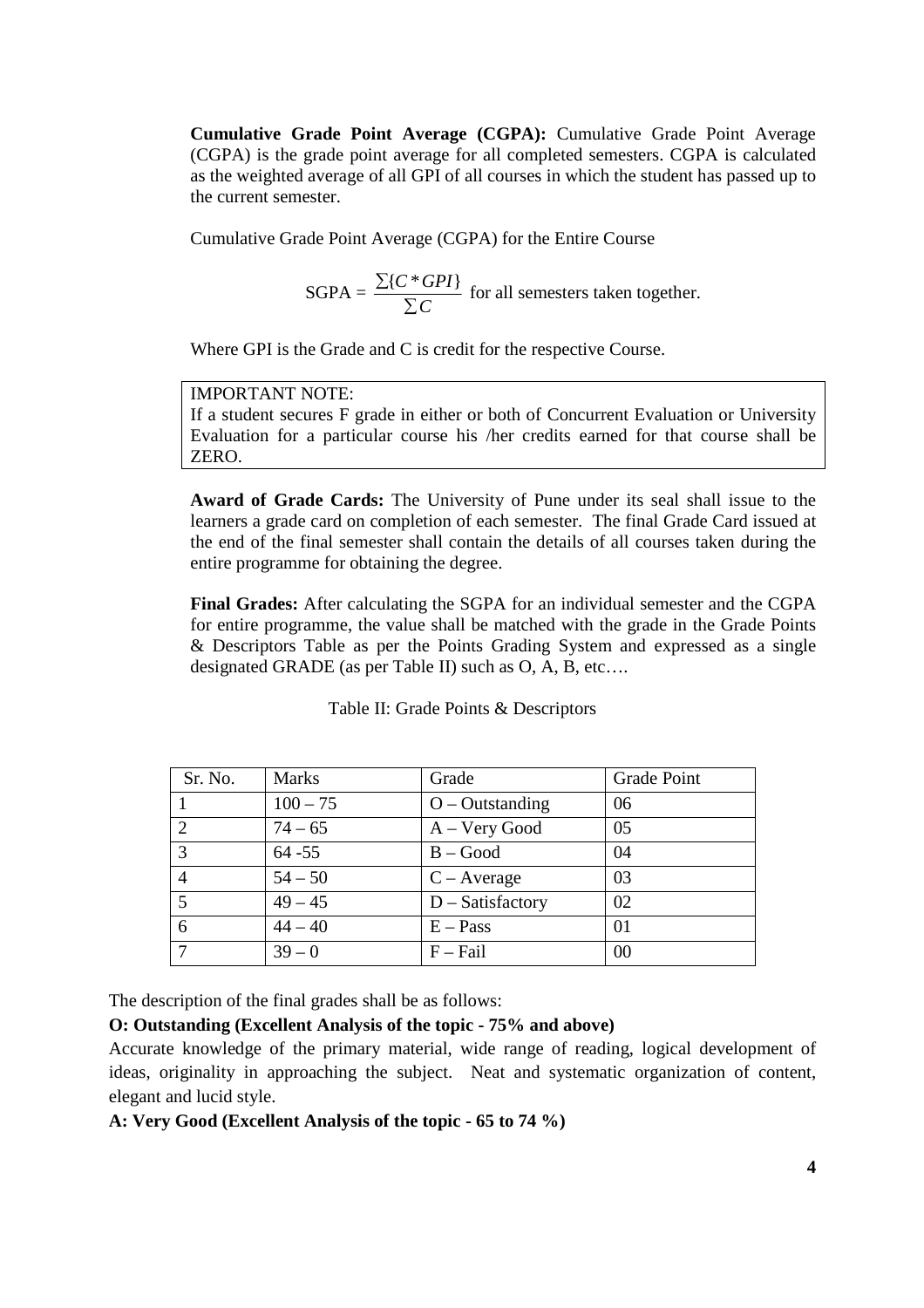**Cumulative Grade Point Average (CGPA):** Cumulative Grade Point Average (CGPA) is the grade point average for all completed semesters. CGPA is calculated as the weighted average of all GPI of all courses in which the student has passed up to the current semester.

Cumulative Grade Point Average (CGPA) for the Entire Course

$$\text{SGPA} = \frac{\sum\{C * GPI\}}{\sum C} \text{ for all semesters taken together.}$$

Where GPI is the Grade and C is credit for the respective Course.

> IMPORTANT NOTE:
> If a student secures F grade in either or both of Concurrent Evaluation or University Evaluation for a particular course his /her credits earned for that course shall be ZERO.

**Award of Grade Cards:** The University of Pune under its seal shall issue to the learners a grade card on completion of each semester. The final Grade Card issued at the end of the final semester shall contain the details of all courses taken during the entire programme for obtaining the degree.

**Final Grades:** After calculating the SGPA for an individual semester and the CGPA for entire programme, the value shall be matched with the grade in the Grade Points & Descriptors Table as per the Points Grading System and expressed as a single designated GRADE (as per Table II) such as O, A, B, etc….

Table II: Grade Points & Descriptors

| Sr. No. | Marks | Grade | Grade Point |
|---|---|---|---|
| 1 | 100 – 75 | O – Outstanding | 06 |
| 2 | 74 – 65 | A – Very Good | 05 |
| 3 | 64 -55 | B – Good | 04 |
| 4 | 54 – 50 | C – Average | 03 |
| 5 | 49 – 45 | D – Satisfactory | 02 |
| 6 | 44 – 40 | E – Pass | 01 |
| 7 | 39 – 0 | F – Fail | 00 |

The description of the final grades shall be as follows:

**O: Outstanding (Excellent Analysis of the topic - 75% and above)**

Accurate knowledge of the primary material, wide range of reading, logical development of ideas, originality in approaching the subject. Neat and systematic organization of content, elegant and lucid style.

**A: Very Good (Excellent Analysis of the topic - 65 to 74 %)**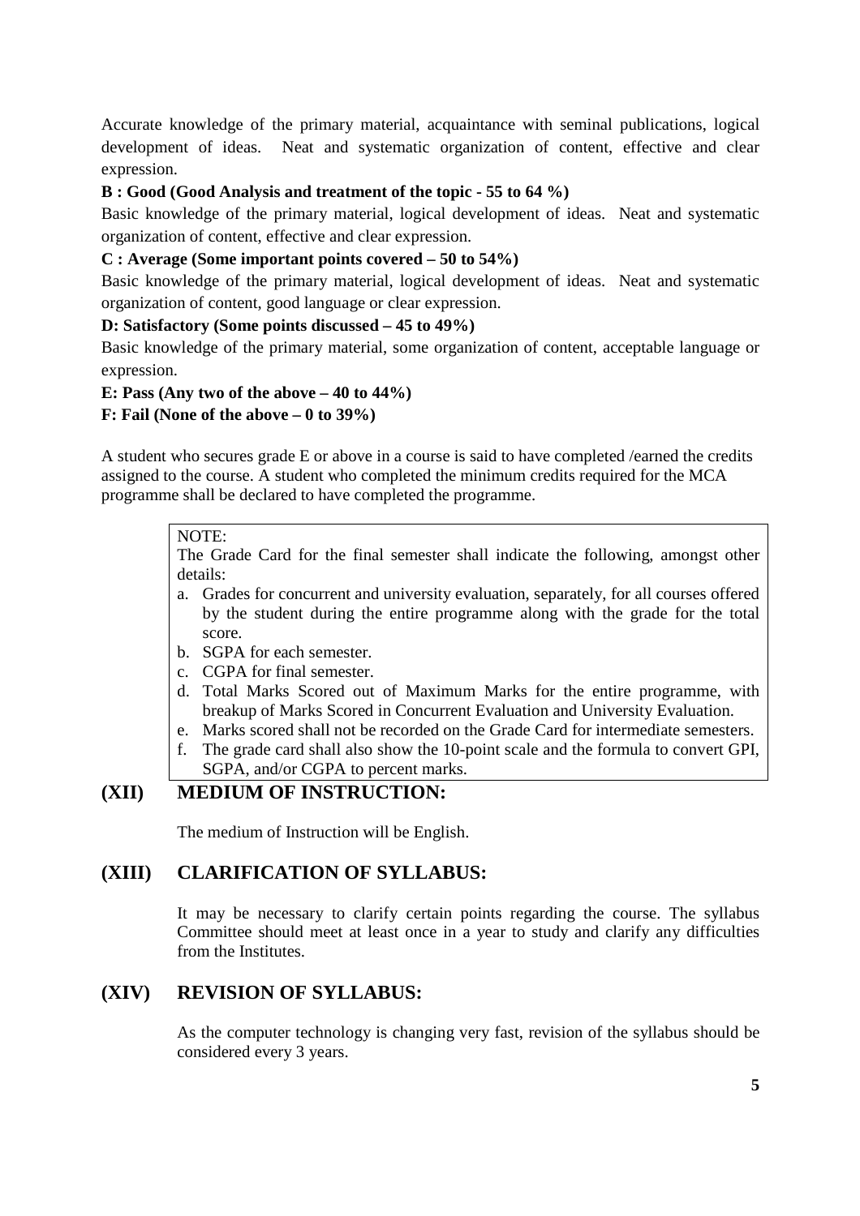Accurate knowledge of the primary material, acquaintance with seminal publications, logical development of ideas. Neat and systematic organization of content, effective and clear expression.

**B : Good (Good Analysis and treatment of the topic - 55 to 64 %)**

Basic knowledge of the primary material, logical development of ideas. Neat and systematic organization of content, effective and clear expression.

**C : Average (Some important points covered – 50 to 54%)**

Basic knowledge of the primary material, logical development of ideas. Neat and systematic organization of content, good language or clear expression.

**D: Satisfactory (Some points discussed – 45 to 49%)**

Basic knowledge of the primary material, some organization of content, acceptable language or expression.

**E: Pass (Any two of the above – 40 to 44%)**

**F: Fail (None of the above – 0 to 39%)**

A student who secures grade E or above in a course is said to have completed /earned the credits assigned to the course. A student who completed the minimum credits required for the MCA programme shall be declared to have completed the programme.

> NOTE:
>
> The Grade Card for the final semester shall indicate the following, amongst other details:
>
> a. Grades for concurrent and university evaluation, separately, for all courses offered by the student during the entire programme along with the grade for the total score.
> b. SGPA for each semester.
> c. CGPA for final semester.
> d. Total Marks Scored out of Maximum Marks for the entire programme, with breakup of Marks Scored in Concurrent Evaluation and University Evaluation.
> e. Marks scored shall not be recorded on the Grade Card for intermediate semesters.
> f. The grade card shall also show the 10-point scale and the formula to convert GPI, SGPA, and/or CGPA to percent marks.

## (XII) MEDIUM OF INSTRUCTION:

The medium of Instruction will be English.

## (XIII) CLARIFICATION OF SYLLABUS:

It may be necessary to clarify certain points regarding the course. The syllabus Committee should meet at least once in a year to study and clarify any difficulties from the Institutes.

## (XIV) REVISION OF SYLLABUS:

As the computer technology is changing very fast, revision of the syllabus should be considered every 3 years.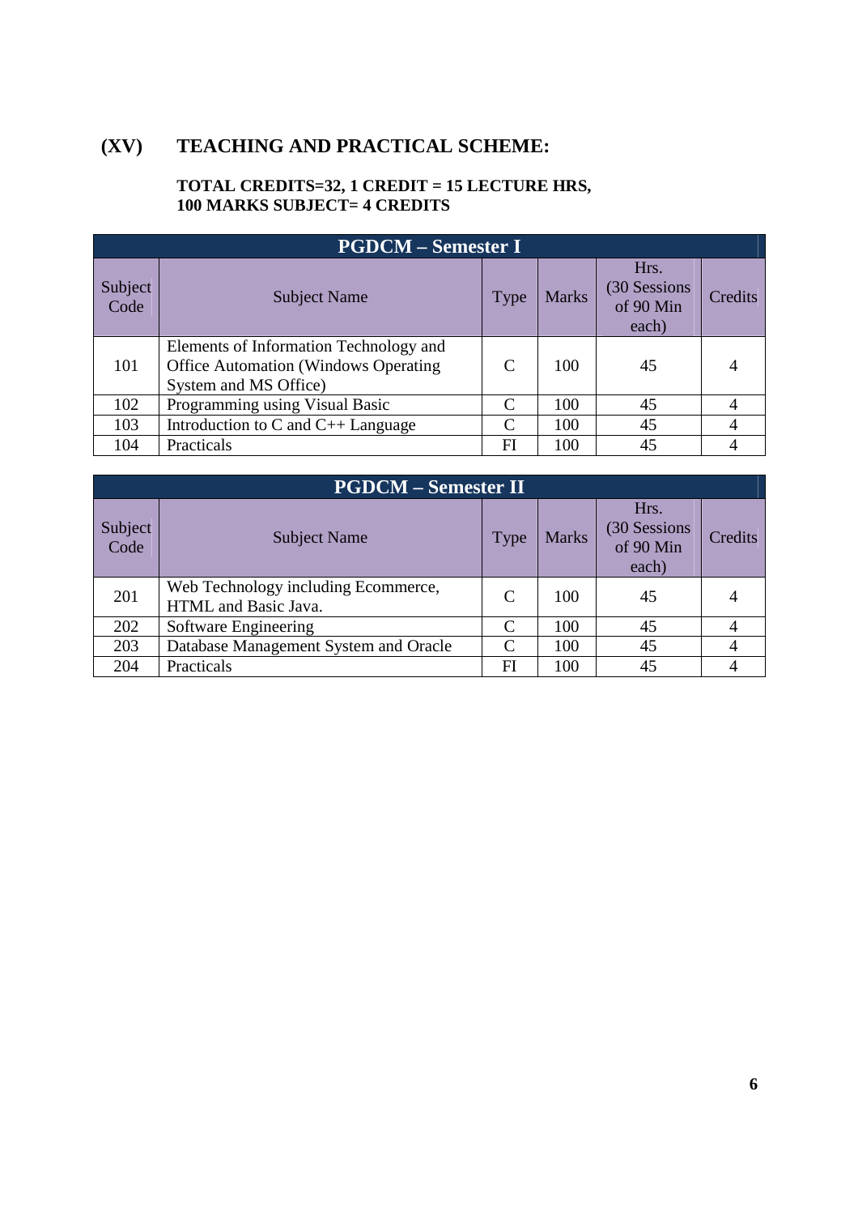## (XV) TEACHING AND PRACTICAL SCHEME:

**TOTAL CREDITS=32, 1 CREDIT = 15 LECTURE HRS,**
**100 MARKS SUBJECT= 4 CREDITS**

| PGDCM – Semester I | | | | | |
|---|---|---|---|---|---|
| Subject Code | Subject Name | Type | Marks | Hrs. (30 Sessions of 90 Min each) | Credits |
| 101 | Elements of Information Technology and Office Automation (Windows Operating System and MS Office) | C | 100 | 45 | 4 |
| 102 | Programming using Visual Basic | C | 100 | 45 | 4 |
| 103 | Introduction to C and C++ Language | C | 100 | 45 | 4 |
| 104 | Practicals | FI | 100 | 45 | 4 |

| PGDCM – Semester II | | | | | |
|---|---|---|---|---|---|
| Subject Code | Subject Name | Type | Marks | Hrs. (30 Sessions of 90 Min each) | Credits |
| 201 | Web Technology including Ecommerce, HTML and Basic Java. | C | 100 | 45 | 4 |
| 202 | Software Engineering | C | 100 | 45 | 4 |
| 203 | Database Management System and Oracle | C | 100 | 45 | 4 |
| 204 | Practicals | FI | 100 | 45 | 4 |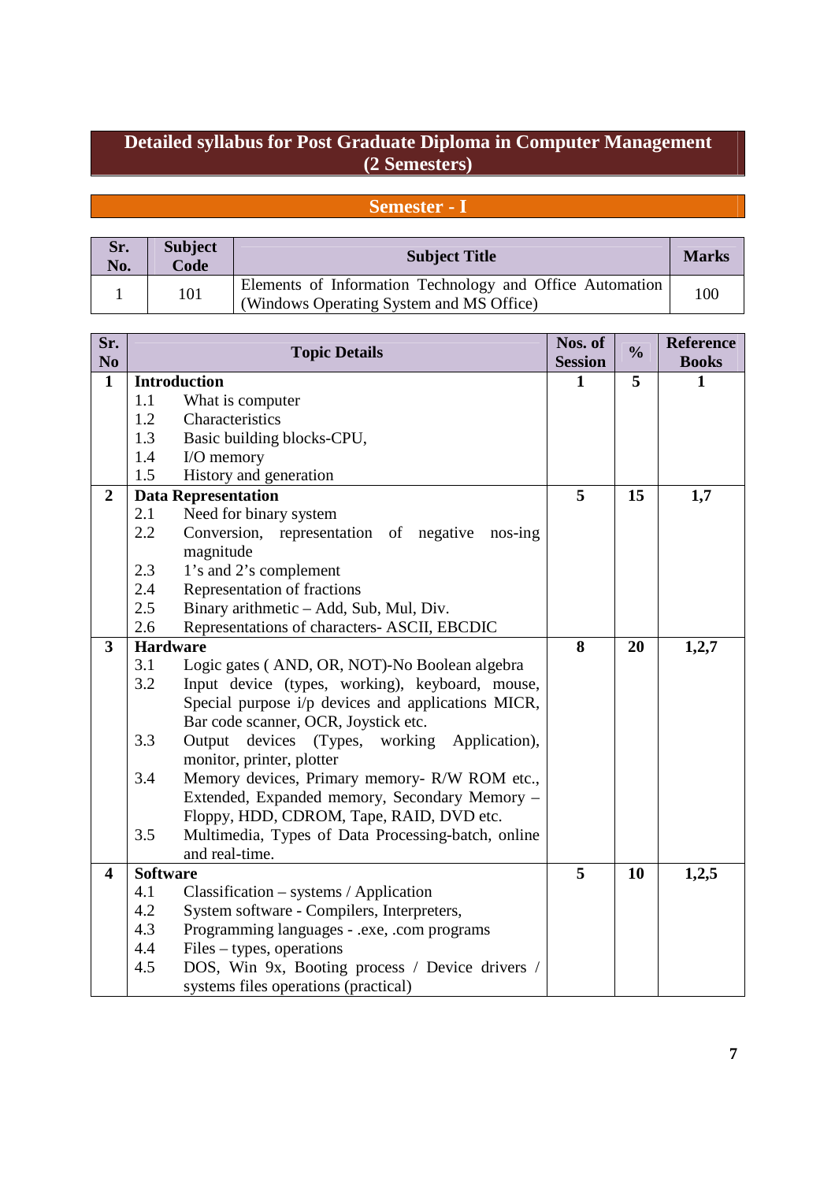# Detailed syllabus for Post Graduate Diploma in Computer Management (2 Semesters)

## Semester - I

| Sr. No. | Subject Code | Subject Title | Marks |
|---|---|---|---|
| 1 | 101 | Elements of Information Technology and Office Automation (Windows Operating System and MS Office) | 100 |

| Sr. No | Topic Details | Nos. of Session | % | Reference Books |
|---|---|---|---|---|
| **1** | **Introduction**<br>1.1 What is computer<br>1.2 Characteristics<br>1.3 Basic building blocks-CPU,<br>1.4 I/O memory<br>1.5 History and generation | **1** | **5** | **1** |
| **2** | **Data Representation**<br>2.1 Need for binary system<br>2.2 Conversion, representation of negative nos-ing magnitude<br>2.3 1's and 2's complement<br>2.4 Representation of fractions<br>2.5 Binary arithmetic – Add, Sub, Mul, Div.<br>2.6 Representations of characters- ASCII, EBCDIC | **5** | **15** | **1,7** |
| **3** | **Hardware**<br>3.1 Logic gates ( AND, OR, NOT)-No Boolean algebra<br>3.2 Input device (types, working), keyboard, mouse, Special purpose i/p devices and applications MICR, Bar code scanner, OCR, Joystick etc.<br>3.3 Output devices (Types, working Application), monitor, printer, plotter<br>3.4 Memory devices, Primary memory- R/W ROM etc., Extended, Expanded memory, Secondary Memory – Floppy, HDD, CDROM, Tape, RAID, DVD etc.<br>3.5 Multimedia, Types of Data Processing-batch, online and real-time. | **8** | **20** | **1,2,7** |
| **4** | **Software**<br>4.1 Classification – systems / Application<br>4.2 System software - Compilers, Interpreters,<br>4.3 Programming languages - .exe, .com programs<br>4.4 Files – types, operations<br>4.5 DOS, Win 9x, Booting process / Device drivers / systems files operations (practical) | **5** | **10** | **1,2,5** |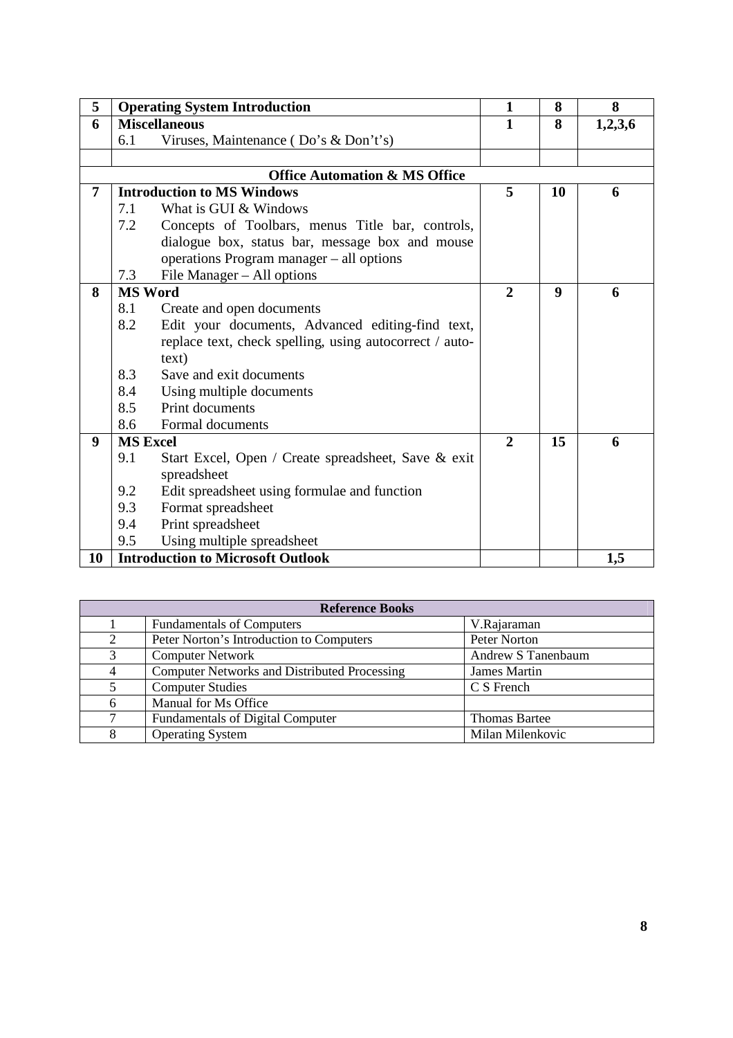| 5 | **Operating System Introduction** | **1** | **8** | **8** |
|---|---|---|---|---|
| **6** | **Miscellaneous**<br>6.1 Viruses, Maintenance ( Do's & Don't's) | **1** | **8** | **1,2,3,6** |
| | | | | |
| | **Office Automation & MS Office** | | | |
| **7** | **Introduction to MS Windows**<br>7.1 What is GUI & Windows<br>7.2 Concepts of Toolbars, menus Title bar, controls, dialogue box, status bar, message box and mouse operations Program manager – all options<br>7.3 File Manager – All options | **5** | **10** | **6** |
| **8** | **MS Word**<br>8.1 Create and open documents<br>8.2 Edit your documents, Advanced editing-find text, replace text, check spelling, using autocorrect / auto-text)<br>8.3 Save and exit documents<br>8.4 Using multiple documents<br>8.5 Print documents<br>8.6 Formal documents | **2** | **9** | **6** |
| **9** | **MS Excel**<br>9.1 Start Excel, Open / Create spreadsheet, Save & exit spreadsheet<br>9.2 Edit spreadsheet using formulae and function<br>9.3 Format spreadsheet<br>9.4 Print spreadsheet<br>9.5 Using multiple spreadsheet | **2** | **15** | **6** |
| **10** | **Introduction to Microsoft Outlook** | | | **1,5** |

| **Reference Books** | | |
|---|---|---|
| 1 | Fundamentals of Computers | V.Rajaraman |
| 2 | Peter Norton's Introduction to Computers | Peter Norton |
| 3 | Computer Network | Andrew S Tanenbaum |
| 4 | Computer Networks and Distributed Processing | James Martin |
| 5 | Computer Studies | C S French |
| 6 | Manual for Ms Office | |
| 7 | Fundamentals of Digital Computer | Thomas Bartee |
| 8 | Operating System | Milan Milenkovic |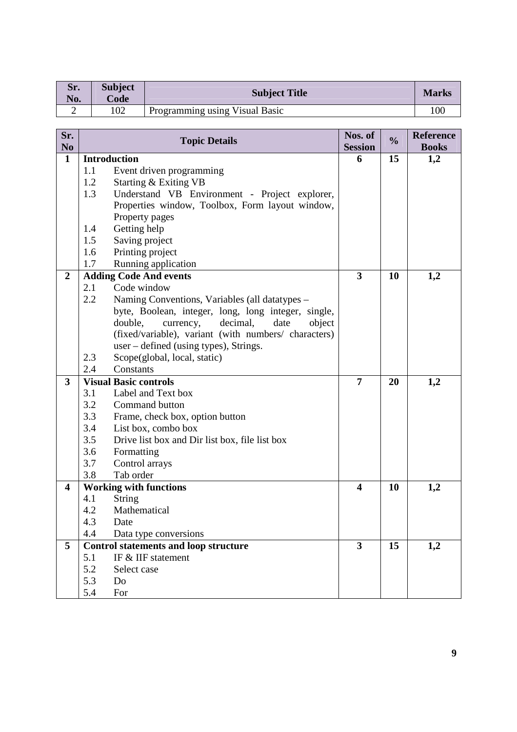| Sr. No. | Subject Code | Subject Title | Marks |
|---|---|---|---|
| 2 | 102 | Programming using Visual Basic | 100 |

| Sr. No | Topic Details | Nos. of Session | % | Reference Books |
|---|---|---|---|---|
| **1** | **Introduction**<br>1.1 Event driven programming<br>1.2 Starting & Exiting VB<br>1.3 Understand VB Environment - Project explorer, Properties window, Toolbox, Form layout window, Property pages<br>1.4 Getting help<br>1.5 Saving project<br>1.6 Printing project<br>1.7 Running application | **6** | **15** | **1,2** |
| **2** | **Adding Code And events**<br>2.1 Code window<br>2.2 Naming Conventions, Variables (all datatypes – byte, Boolean, integer, long, long integer, single, double, currency, decimal, date object (fixed/variable), variant (with numbers/ characters) user – defined (using types), Strings.<br>2.3 Scope(global, local, static)<br>2.4 Constants | **3** | **10** | **1,2** |
| **3** | **Visual Basic controls**<br>3.1 Label and Text box<br>3.2 Command button<br>3.3 Frame, check box, option button<br>3.4 List box, combo box<br>3.5 Drive list box and Dir list box, file list box<br>3.6 Formatting<br>3.7 Control arrays<br>3.8 Tab order | **7** | **20** | **1,2** |
| **4** | **Working with functions**<br>4.1 String<br>4.2 Mathematical<br>4.3 Date<br>4.4 Data type conversions | **4** | **10** | **1,2** |
| **5** | **Control statements and loop structure**<br>5.1 IF & IIF statement<br>5.2 Select case<br>5.3 Do<br>5.4 For | **3** | **15** | **1,2** |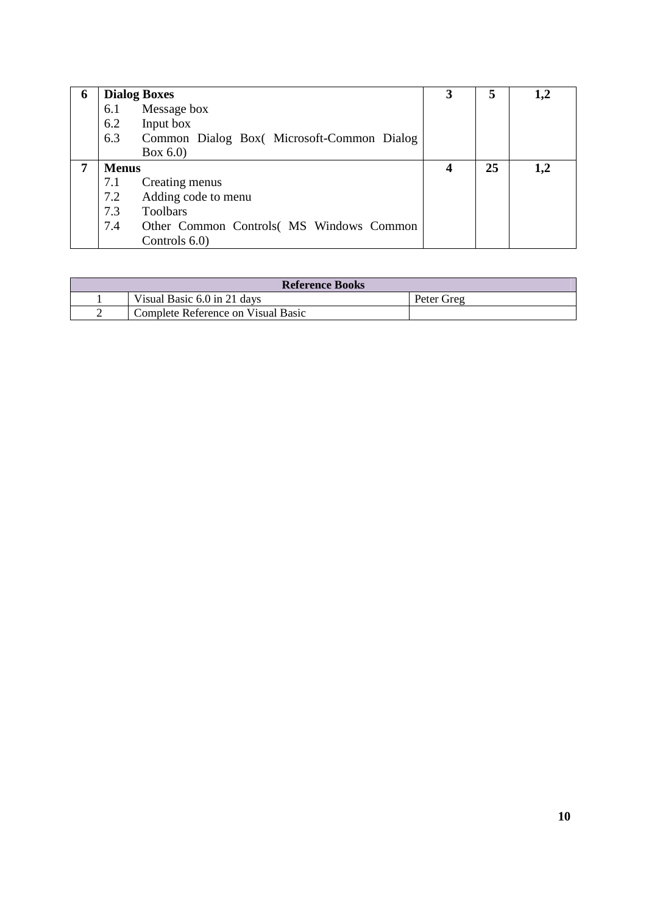| 6 | **Dialog Boxes**<br>6.1 Message box<br>6.2 Input box<br>6.3 Common Dialog Box( Microsoft-Common Dialog Box 6.0) | **3** | **5** | **1,2** |
|---|---|---|---|---|
| **7** | **Menus**<br>7.1 Creating menus<br>7.2 Adding code to menu<br>7.3 Toolbars<br>7.4 Other Common Controls( MS Windows Common Controls 6.0) | **4** | **25** | **1,2** |

| **Reference Books** | | |
|---|---|---|
| 1 | Visual Basic 6.0 in 21 days | Peter Greg |
| 2 | Complete Reference on Visual Basic | |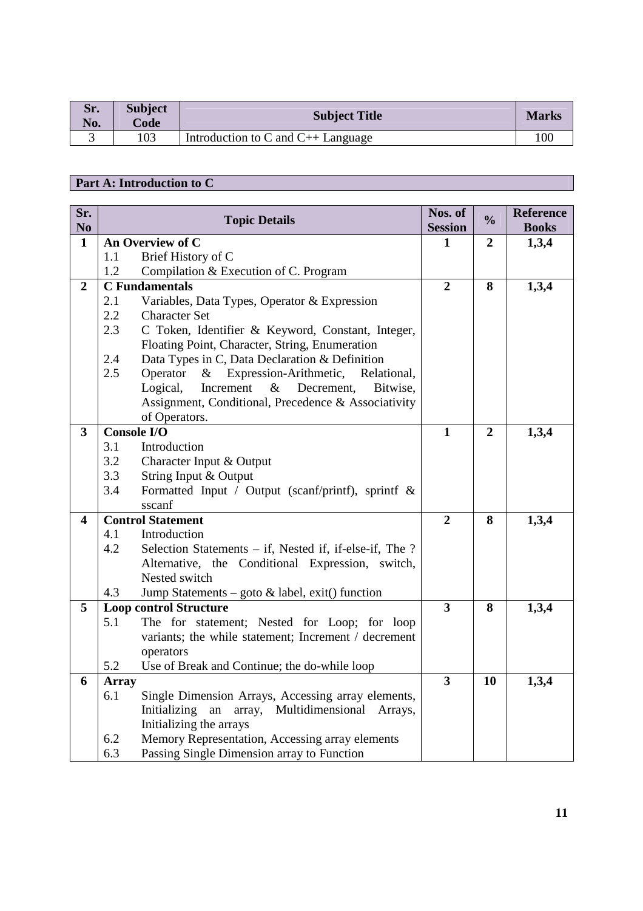| Sr. No. | Subject Code | Subject Title | Marks |
|---|---|---|---|
| 3 | 103 | Introduction to C and C++ Language | 100 |

## Part A: Introduction to C

| Sr. No | Topic Details | Nos. of Session | % | Reference Books |
|---|---|---|---|---|
| **1** | **An Overview of C**<br>1.1 Brief History of C<br>1.2 Compilation & Execution of C. Program | **1** | **2** | **1,3,4** |
| **2** | **C Fundamentals**<br>2.1 Variables, Data Types, Operator & Expression<br>2.2 Character Set<br>2.3 C Token, Identifier & Keyword, Constant, Integer, Floating Point, Character, String, Enumeration<br>2.4 Data Types in C, Data Declaration & Definition<br>2.5 Operator & Expression-Arithmetic, Relational, Logical, Increment & Decrement, Bitwise, Assignment, Conditional, Precedence & Associativity of Operators. | **2** | **8** | **1,3,4** |
| **3** | **Console I/O**<br>3.1 Introduction<br>3.2 Character Input & Output<br>3.3 String Input & Output<br>3.4 Formatted Input / Output (scanf/printf), sprintf & sscanf | **1** | **2** | **1,3,4** |
| **4** | **Control Statement**<br>4.1 Introduction<br>4.2 Selection Statements – if, Nested if, if-else-if, The ? Alternative, the Conditional Expression, switch, Nested switch<br>4.3 Jump Statements – goto & label, exit() function | **2** | **8** | **1,3,4** |
| **5** | **Loop control Structure**<br>5.1 The for statement; Nested for Loop; for loop variants; the while statement; Increment / decrement operators<br>5.2 Use of Break and Continue; the do-while loop | **3** | **8** | **1,3,4** |
| **6** | **Array**<br>6.1 Single Dimension Arrays, Accessing array elements, Initializing an array, Multidimensional Arrays, Initializing the arrays<br>6.2 Memory Representation, Accessing array elements<br>6.3 Passing Single Dimension array to Function | **3** | **10** | **1,3,4** |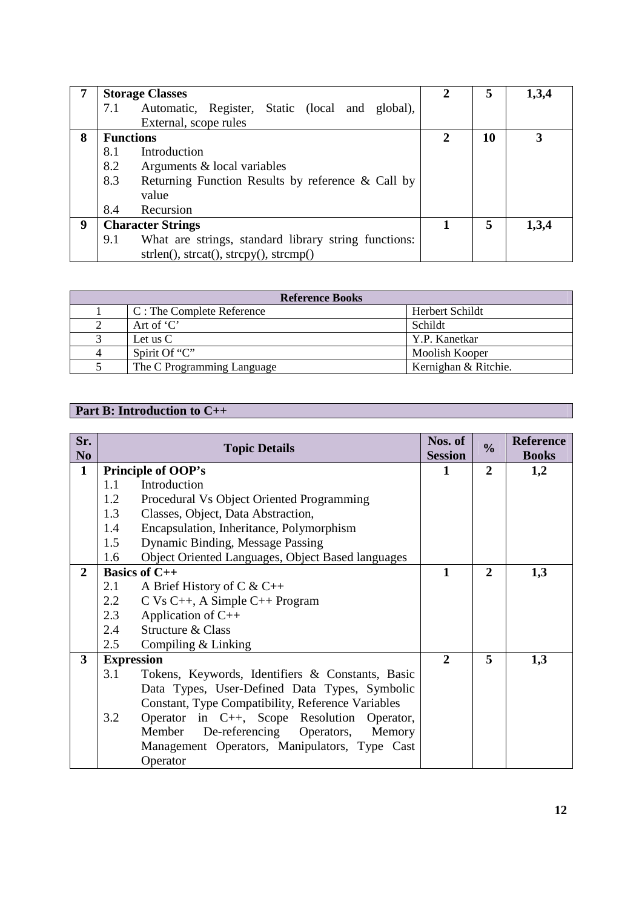| Sr. No | Topic Details | Nos. of Session | % | Reference Books |
|---|---|---|---|---|
| **7** | **Storage Classes**<br>7.1 Automatic, Register, Static (local and global), External, scope rules | **2** | **5** | **1,3,4** |
| **8** | **Functions**<br>8.1 Introduction<br>8.2 Arguments & local variables<br>8.3 Returning Function Results by reference & Call by value<br>8.4 Recursion | **2** | **10** | **3** |
| **9** | **Character Strings**<br>9.1 What are strings, standard library string functions: strlen(), strcat(), strcpy(), strcmp() | **1** | **5** | **1,3,4** |

| Reference Books | | |
|---|---|---|
| 1 | C : The Complete Reference | Herbert Schildt |
| 2 | Art of 'C' | Schildt |
| 3 | Let us C | Y.P. Kanetkar |
| 4 | Spirit Of "C" | Moolish Kooper |
| 5 | The C Programming Language | Kernighan & Ritchie. |

## Part B: Introduction to C++

| Sr. No | Topic Details | Nos. of Session | % | Reference Books |
|---|---|---|---|---|
| **1** | **Principle of OOP's**<br>1.1 Introduction<br>1.2 Procedural Vs Object Oriented Programming<br>1.3 Classes, Object, Data Abstraction,<br>1.4 Encapsulation, Inheritance, Polymorphism<br>1.5 Dynamic Binding, Message Passing<br>1.6 Object Oriented Languages, Object Based languages | **1** | **2** | **1,2** |
| **2** | **Basics of C++**<br>2.1 A Brief History of C & C++<br>2.2 C Vs C++, A Simple C++ Program<br>2.3 Application of C++<br>2.4 Structure & Class<br>2.5 Compiling & Linking | **1** | **2** | **1,3** |
| **3** | **Expression**<br>3.1 Tokens, Keywords, Identifiers & Constants, Basic Data Types, User-Defined Data Types, Symbolic Constant, Type Compatibility, Reference Variables<br>3.2 Operator in C++, Scope Resolution Operator, Member De-referencing Operators, Memory Management Operators, Manipulators, Type Cast Operator | **2** | **5** | **1,3** |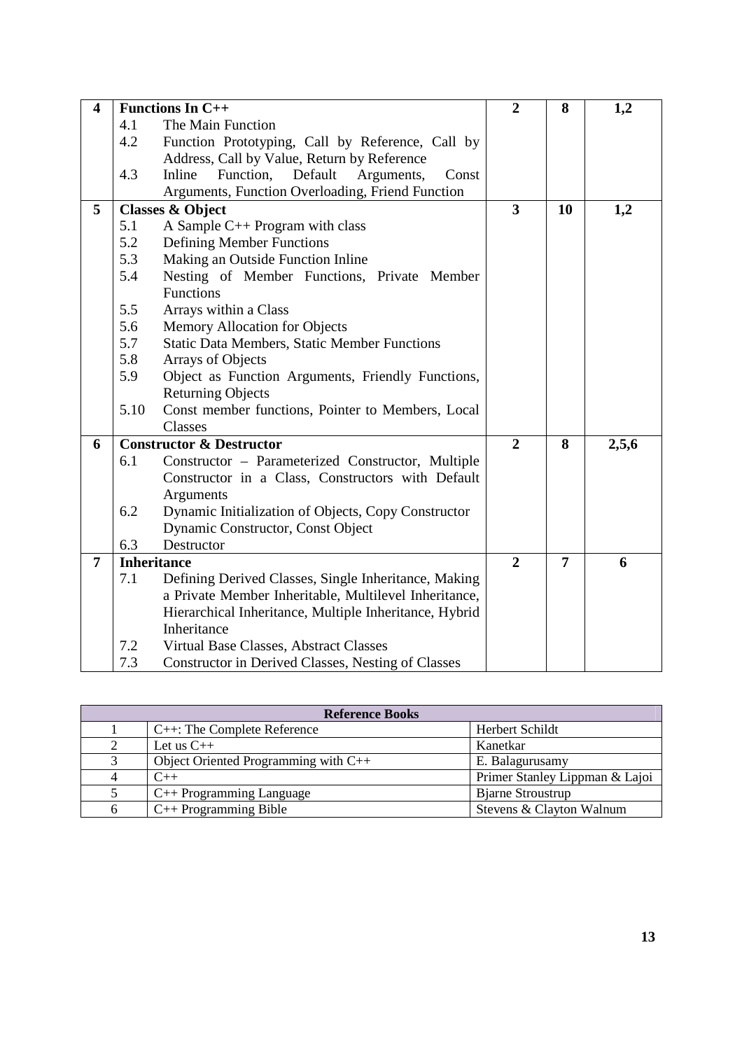| 4 | **Functions In C++** | **2** | **8** | **1,2** |
|---|---|---|---|---|
| | 4.1 The Main Function | | | |
| | 4.2 Function Prototyping, Call by Reference, Call by Address, Call by Value, Return by Reference | | | |
| | 4.3 Inline Function, Default Arguments, Const Arguments, Function Overloading, Friend Function | | | |
| **5** | **Classes & Object** | **3** | **10** | **1,2** |
| | 5.1 A Sample C++ Program with class | | | |
| | 5.2 Defining Member Functions | | | |
| | 5.3 Making an Outside Function Inline | | | |
| | 5.4 Nesting of Member Functions, Private Member Functions | | | |
| | 5.5 Arrays within a Class | | | |
| | 5.6 Memory Allocation for Objects | | | |
| | 5.7 Static Data Members, Static Member Functions | | | |
| | 5.8 Arrays of Objects | | | |
| | 5.9 Object as Function Arguments, Friendly Functions, Returning Objects | | | |
| | 5.10 Const member functions, Pointer to Members, Local Classes | | | |
| **6** | **Constructor & Destructor** | **2** | **8** | **2,5,6** |
| | 6.1 Constructor – Parameterized Constructor, Multiple Constructor in a Class, Constructors with Default Arguments | | | |
| | 6.2 Dynamic Initialization of Objects, Copy Constructor Dynamic Constructor, Const Object | | | |
| | 6.3 Destructor | | | |
| **7** | **Inheritance** | **2** | **7** | **6** |
| | 7.1 Defining Derived Classes, Single Inheritance, Making a Private Member Inheritable, Multilevel Inheritance, Hierarchical Inheritance, Multiple Inheritance, Hybrid Inheritance | | | |
| | 7.2 Virtual Base Classes, Abstract Classes | | | |
| | 7.3 Constructor in Derived Classes, Nesting of Classes | | | |

| **Reference Books** | | |
|---|---|---|
| 1 | C++: The Complete Reference | Herbert Schildt |
| 2 | Let us C++ | Kanetkar |
| 3 | Object Oriented Programming with C++ | E. Balagurusamy |
| 4 | C++ | Primer Stanley Lippman & Lajoi |
| 5 | C++ Programming Language | Bjarne Stroustrup |
| 6 | C++ Programming Bible | Stevens & Clayton Walnum |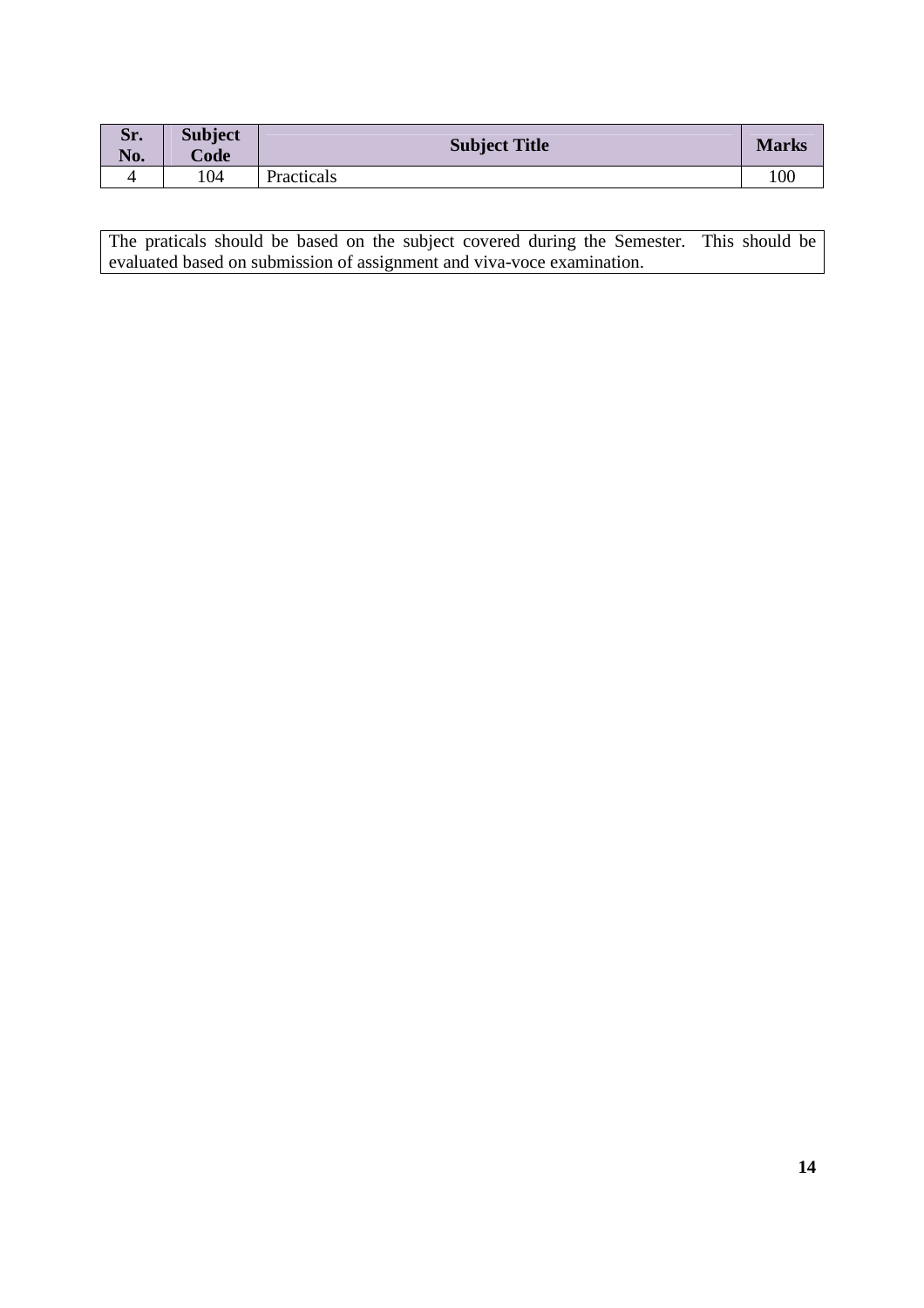| Sr. No. | Subject Code | Subject Title | Marks |
|---|---|---|---|
| 4 | 104 | Practicals | 100 |

The praticals should be based on the subject covered during the Semester. This should be evaluated based on submission of assignment and viva-voce examination.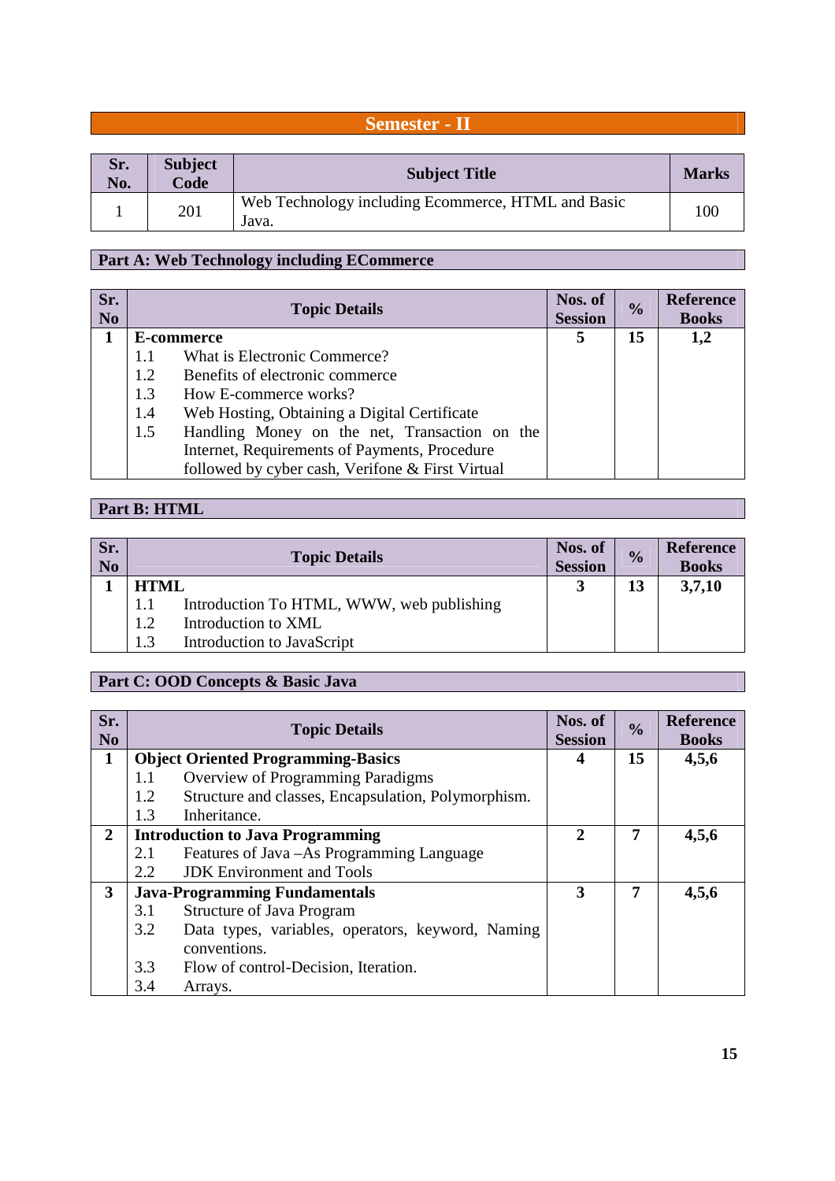## Semester - II

| Sr. No. | Subject Code | Subject Title | Marks |
|---|---|---|---|
| 1 | 201 | Web Technology including Ecommerce, HTML and Basic Java. | 100 |

### Part A: Web Technology including ECommerce

| Sr. No | Topic Details | Nos. of Session | % | Reference Books |
|---|---|---|---|---|
| **1** | **E-commerce**<br>1.1 What is Electronic Commerce?<br>1.2 Benefits of electronic commerce<br>1.3 How E-commerce works?<br>1.4 Web Hosting, Obtaining a Digital Certificate<br>1.5 Handling Money on the net, Transaction on the Internet, Requirements of Payments, Procedure followed by cyber cash, Verifone & First Virtual | **5** | **15** | **1,2** |

### Part B: HTML

| Sr. No | Topic Details | Nos. of Session | % | Reference Books |
|---|---|---|---|---|
| **1** | **HTML**<br>1.1 Introduction To HTML, WWW, web publishing<br>1.2 Introduction to XML<br>1.3 Introduction to JavaScript | **3** | **13** | **3,7,10** |

### Part C: OOD Concepts & Basic Java

| Sr. No | Topic Details | Nos. of Session | % | Reference Books |
|---|---|---|---|---|
| **1** | **Object Oriented Programming-Basics**<br>1.1 Overview of Programming Paradigms<br>1.2 Structure and classes, Encapsulation, Polymorphism.<br>1.3 Inheritance. | **4** | **15** | **4,5,6** |
| **2** | **Introduction to Java Programming**<br>2.1 Features of Java –As Programming Language<br>2.2 JDK Environment and Tools | **2** | **7** | **4,5,6** |
| **3** | **Java-Programming Fundamentals**<br>3.1 Structure of Java Program<br>3.2 Data types, variables, operators, keyword, Naming conventions.<br>3.3 Flow of control-Decision, Iteration.<br>3.4 Arrays. | **3** | **7** | **4,5,6** |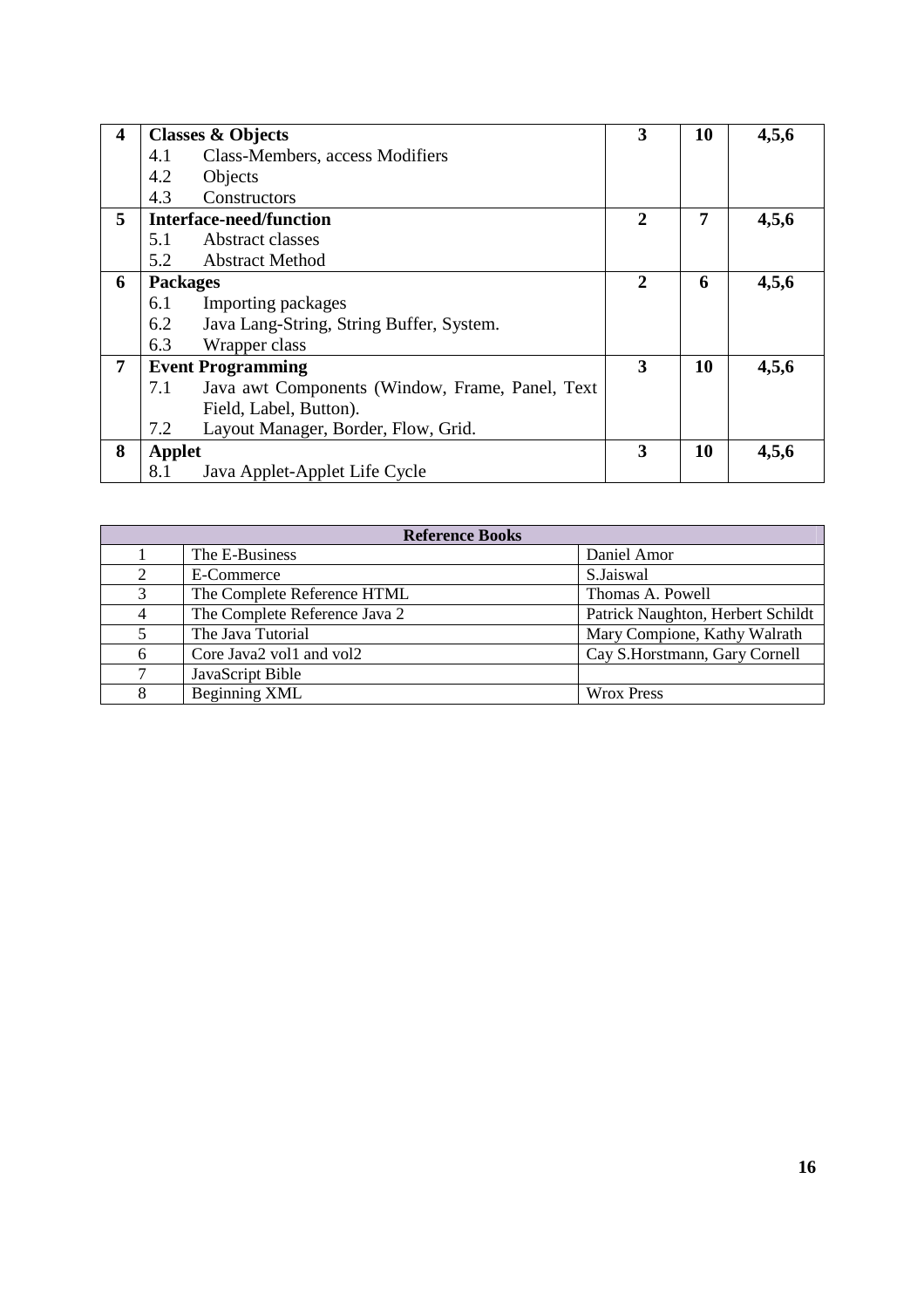| | | | | |
|---|---|---|---|---|
| **4** | **Classes & Objects**<br>4.1 Class-Members, access Modifiers<br>4.2 Objects<br>4.3 Constructors | **3** | **10** | **4,5,6** |
| **5** | **Interface-need/function**<br>5.1 Abstract classes<br>5.2 Abstract Method | **2** | **7** | **4,5,6** |
| **6** | **Packages**<br>6.1 Importing packages<br>6.2 Java Lang-String, String Buffer, System.<br>6.3 Wrapper class | **2** | **6** | **4,5,6** |
| **7** | **Event Programming**<br>7.1 Java awt Components (Window, Frame, Panel, Text Field, Label, Button).<br>7.2 Layout Manager, Border, Flow, Grid. | **3** | **10** | **4,5,6** |
| **8** | **Applet**<br>8.1 Java Applet-Applet Life Cycle | **3** | **10** | **4,5,6** |

| **Reference Books** | | |
|---|---|---|
| 1 | The E-Business | Daniel Amor |
| 2 | E-Commerce | S.Jaiswal |
| 3 | The Complete Reference HTML | Thomas A. Powell |
| 4 | The Complete Reference Java 2 | Patrick Naughton, Herbert Schildt |
| 5 | The Java Tutorial | Mary Compione, Kathy Walrath |
| 6 | Core Java2 vol1 and vol2 | Cay S.Horstmann, Gary Cornell |
| 7 | JavaScript Bible | |
| 8 | Beginning XML | Wrox Press |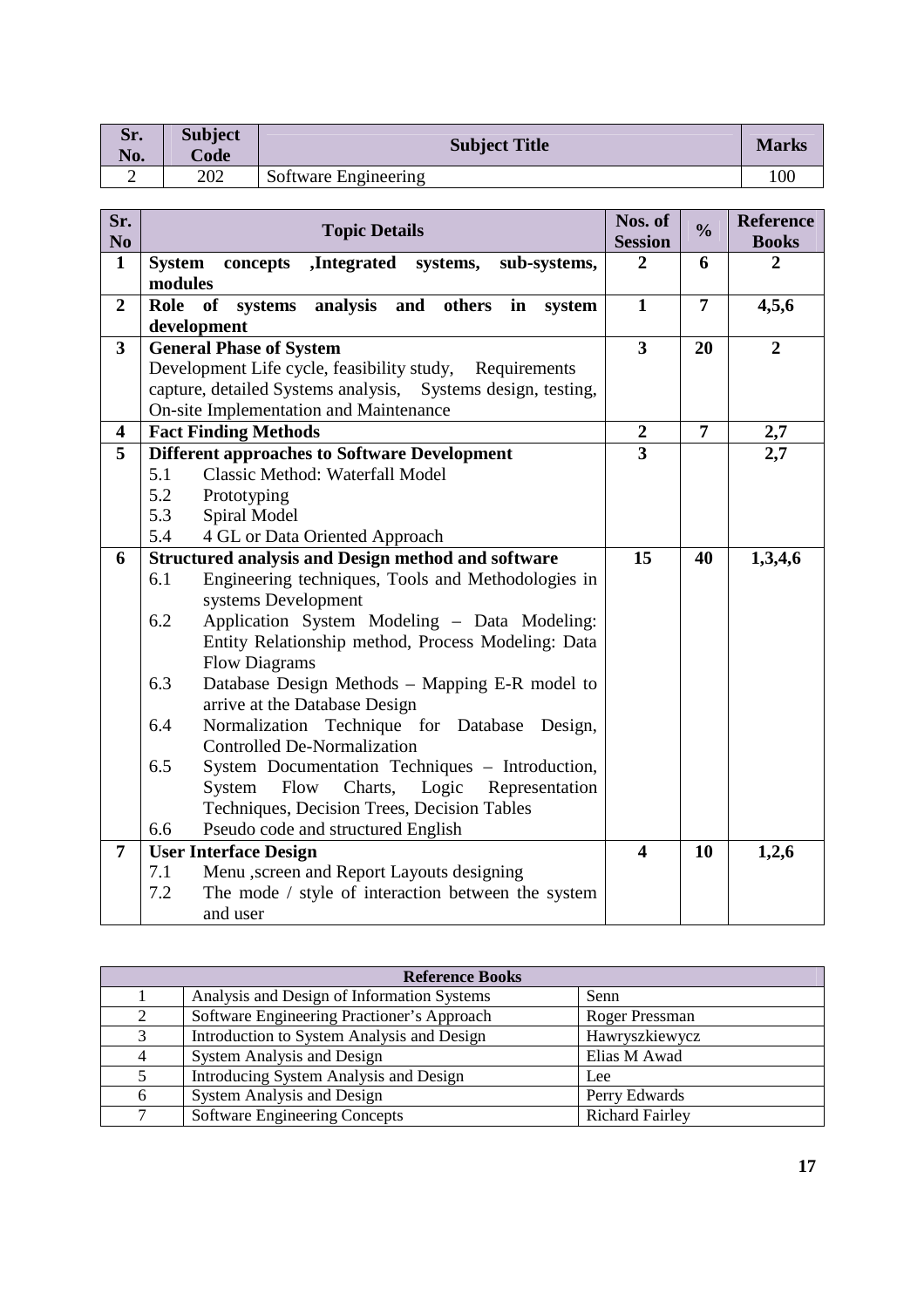| Sr. No. | Subject Code | Subject Title | Marks |
|---|---|---|---|
| 2 | 202 | Software Engineering | 100 |

| Sr. No | Topic Details | Nos. of Session | % | Reference Books |
|---|---|---|---|---|
| **1** | **System concepts ,Integrated systems, sub-systems, modules** | **2** | **6** | **2** |
| **2** | **Role of systems analysis and others in system development** | **1** | **7** | **4,5,6** |
| **3** | **General Phase of System**<br>Development Life cycle, feasibility study, Requirements capture, detailed Systems analysis, Systems design, testing, On-site Implementation and Maintenance | **3** | **20** | **2** |
| **4** | **Fact Finding Methods** | **2** | **7** | **2,7** |
| **5** | **Different approaches to Software Development**<br>5.1 Classic Method: Waterfall Model<br>5.2 Prototyping<br>5.3 Spiral Model<br>5.4 4 GL or Data Oriented Approach | **3** | | **2,7** |
| **6** | **Structured analysis and Design method and software**<br>6.1 Engineering techniques, Tools and Methodologies in systems Development<br>6.2 Application System Modeling – Data Modeling: Entity Relationship method, Process Modeling: Data Flow Diagrams<br>6.3 Database Design Methods – Mapping E-R model to arrive at the Database Design<br>6.4 Normalization Technique for Database Design, Controlled De-Normalization<br>6.5 System Documentation Techniques – Introduction, System Flow Charts, Logic Representation Techniques, Decision Trees, Decision Tables<br>6.6 Pseudo code and structured English | **15** | **40** | **1,3,4,6** |
| **7** | **User Interface Design**<br>7.1 Menu ,screen and Report Layouts designing<br>7.2 The mode / style of interaction between the system and user | **4** | **10** | **1,2,6** |

| Reference Books | | |
|---|---|---|
| 1 | Analysis and Design of Information Systems | Senn |
| 2 | Software Engineering Practioner's Approach | Roger Pressman |
| 3 | Introduction to System Analysis and Design | Hawryszkiewycz |
| 4 | System Analysis and Design | Elias M Awad |
| 5 | Introducing System Analysis and Design | Lee |
| 6 | System Analysis and Design | Perry Edwards |
| 7 | Software Engineering Concepts | Richard Fairley |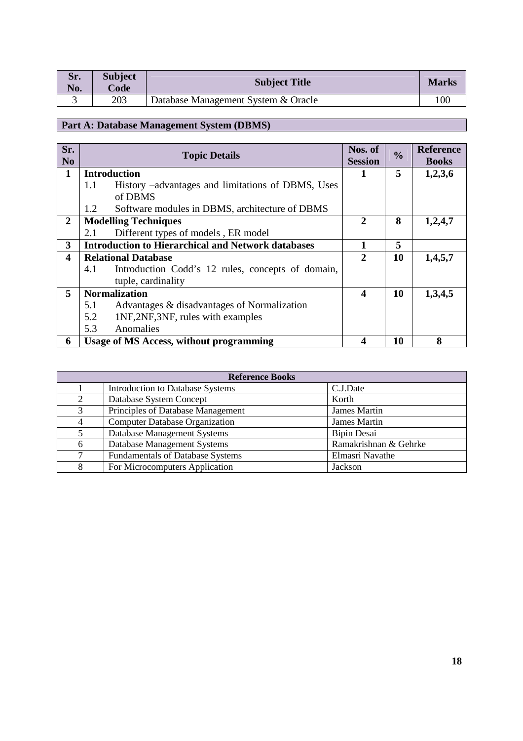| Sr. No. | Subject Code | Subject Title | Marks |
|---|---|---|---|
| 3 | 203 | Database Management System & Oracle | 100 |

## Part A: Database Management System (DBMS)

| Sr. No | Topic Details | Nos. of Session | % | Reference Books |
|---|---|---|---|---|
| **1** | **Introduction**<br>1.1 History –advantages and limitations of DBMS, Uses of DBMS<br>1.2 Software modules in DBMS, architecture of DBMS | **1** | **5** | **1,2,3,6** |
| **2** | **Modelling Techniques**<br>2.1 Different types of models , ER model | **2** | **8** | **1,2,4,7** |
| **3** | **Introduction to Hierarchical and Network databases** | **1** | **5** | |
| **4** | **Relational Database**<br>4.1 Introduction Codd's 12 rules, concepts of domain, tuple, cardinality | **2** | **10** | **1,4,5,7** |
| **5** | **Normalization**<br>5.1 Advantages & disadvantages of Normalization<br>5.2 1NF,2NF,3NF, rules with examples<br>5.3 Anomalies | **4** | **10** | **1,3,4,5** |
| **6** | **Usage of MS Access, without programming** | **4** | **10** | **8** |

| Reference Books | | |
|---|---|---|
| 1 | Introduction to Database Systems | C.J.Date |
| 2 | Database System Concept | Korth |
| 3 | Principles of Database Management | James Martin |
| 4 | Computer Database Organization | James Martin |
| 5 | Database Management Systems | Bipin Desai |
| 6 | Database Management Systems | Ramakrishnan & Gehrke |
| 7 | Fundamentals of Database Systems | Elmasri Navathe |
| 8 | For Microcomputers Application | Jackson |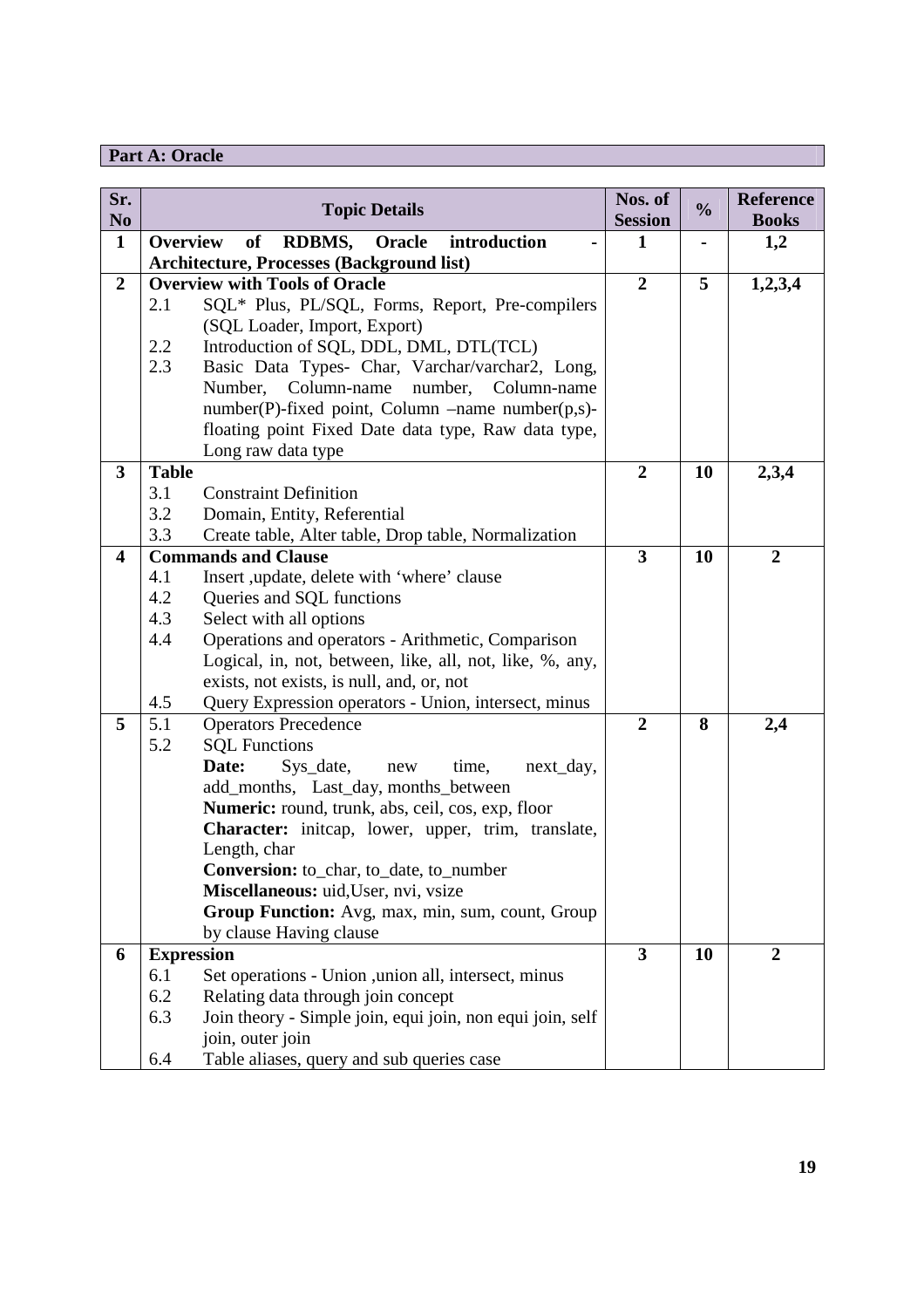**Part A: Oracle**

| Sr. No | Topic Details | Nos. of Session | % | Reference Books |
|---|---|---|---|---|
| 1 | **Overview of RDBMS, Oracle introduction - Architecture, Processes (Background list)** | 1 | - | 1,2 |
| 2 | **Overview with Tools of Oracle**<br>2.1 SQL* Plus, PL/SQL, Forms, Report, Pre-compilers (SQL Loader, Import, Export)<br>2.2 Introduction of SQL, DDL, DML, DTL(TCL)<br>2.3 Basic Data Types- Char, Varchar/varchar2, Long, Number, Column-name number, Column-name number(P)-fixed point, Column –name number(p,s)-floating point Fixed Date data type, Raw data type, Long raw data type | 2 | 5 | 1,2,3,4 |
| 3 | **Table**<br>3.1 Constraint Definition<br>3.2 Domain, Entity, Referential<br>3.3 Create table, Alter table, Drop table, Normalization | 2 | 10 | 2,3,4 |
| 4 | **Commands and Clause**<br>4.1 Insert ,update, delete with 'where' clause<br>4.2 Queries and SQL functions<br>4.3 Select with all options<br>4.4 Operations and operators - Arithmetic, Comparison Logical, in, not, between, like, all, not, like, %, any, exists, not exists, is null, and, or, not<br>4.5 Query Expression operators - Union, intersect, minus | 3 | 10 | 2 |
| 5 | 5.1 Operators Precedence<br>5.2 SQL Functions<br>**Date:** Sys_date, new time, next_day, add_months, Last_day, months_between<br>**Numeric:** round, trunk, abs, ceil, cos, exp, floor<br>**Character:** initcap, lower, upper, trim, translate, Length, char<br>**Conversion:** to_char, to_date, to_number<br>**Miscellaneous:** uid,User, nvi, vsize<br>**Group Function:** Avg, max, min, sum, count, Group by clause Having clause | 2 | 8 | 2,4 |
| 6 | **Expression**<br>6.1 Set operations - Union ,union all, intersect, minus<br>6.2 Relating data through join concept<br>6.3 Join theory - Simple join, equi join, non equi join, self join, outer join<br>6.4 Table aliases, query and sub queries case | 3 | 10 | 2 |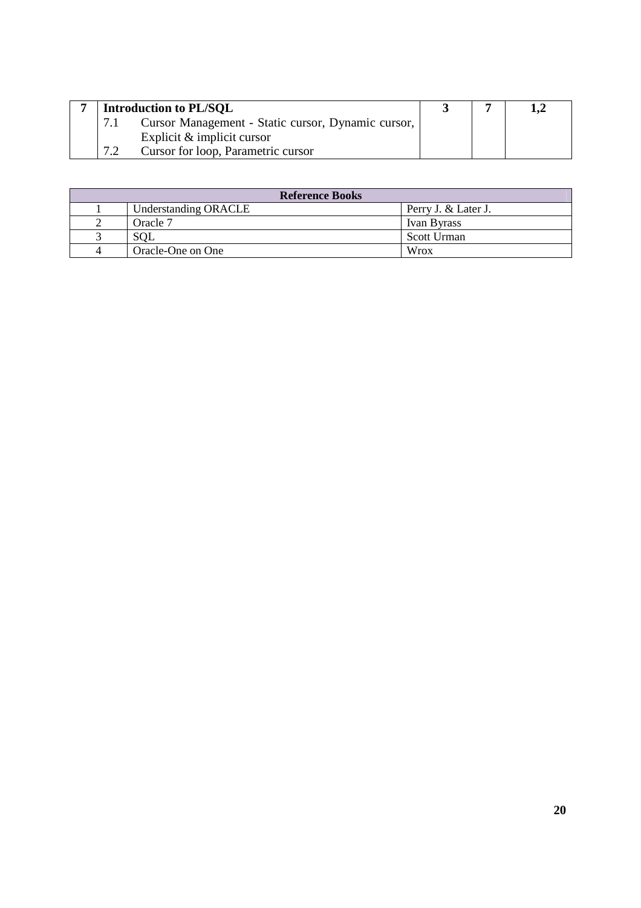| | | | | |
|---|---|---|---|---|
| 7 | **Introduction to PL/SQL**<br>7.1 Cursor Management - Static cursor, Dynamic cursor, Explicit & implicit cursor<br>7.2 Cursor for loop, Parametric cursor | **3** | **7** | **1,2** |

| **Reference Books** | | |
|---|---|---|
| 1 | Understanding ORACLE | Perry J. & Later J. |
| 2 | Oracle 7 | Ivan Byrass |
| 3 | SQL | Scott Urman |
| 4 | Oracle-One on One | Wrox |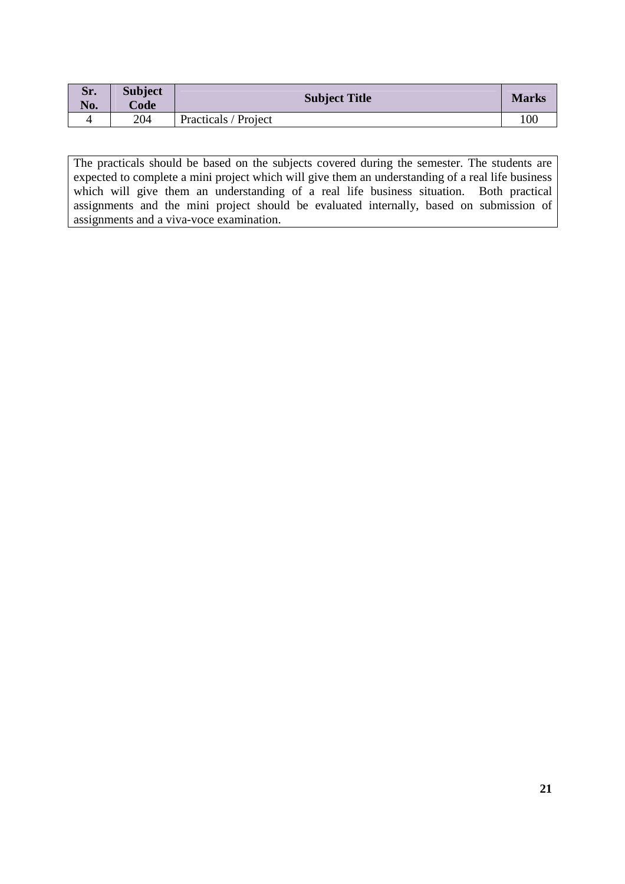| Sr. No. | Subject Code | Subject Title | Marks |
|---|---|---|---|
| 4 | 204 | Practicals / Project | 100 |

The practicals should be based on the subjects covered during the semester. The students are expected to complete a mini project which will give them an understanding of a real life business which will give them an understanding of a real life business situation. Both practical assignments and the mini project should be evaluated internally, based on submission of assignments and a viva-voce examination.